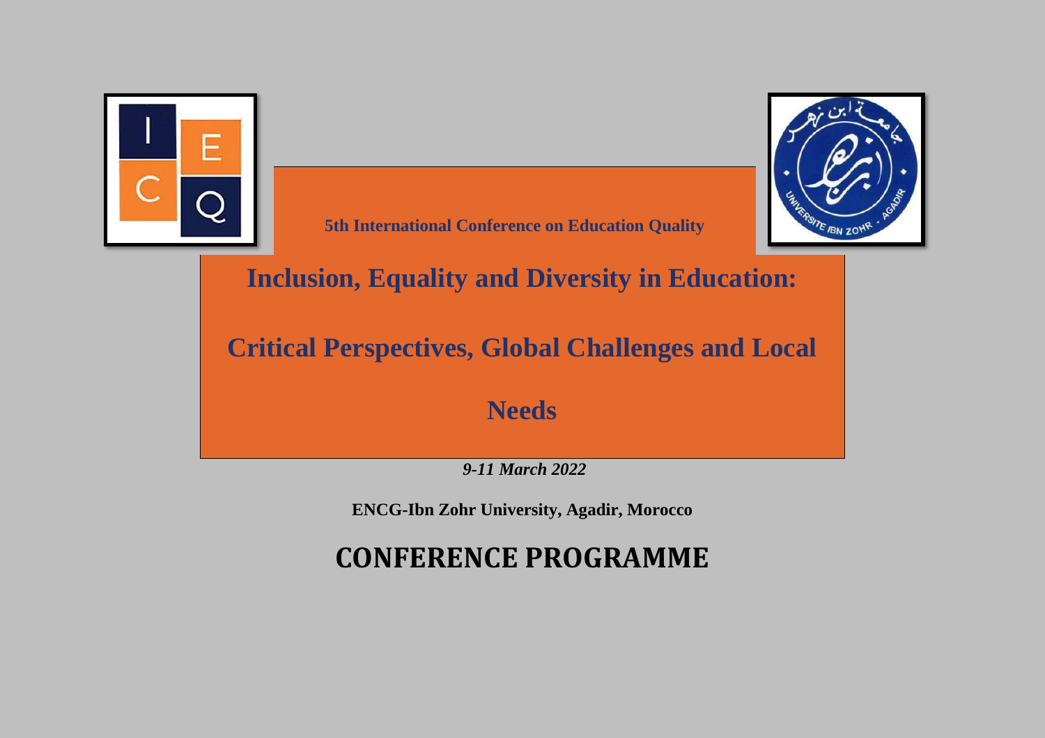5th International Conference on Education Quality

# Inclusion, Equality and Diversity in Education: Critical Perspectives, Global Challenges and Local Needs

*9-11 March 2022*

**ENCG-Ibn Zohr University, Agadir, Morocco**

# CONFERENCE PROGRAMME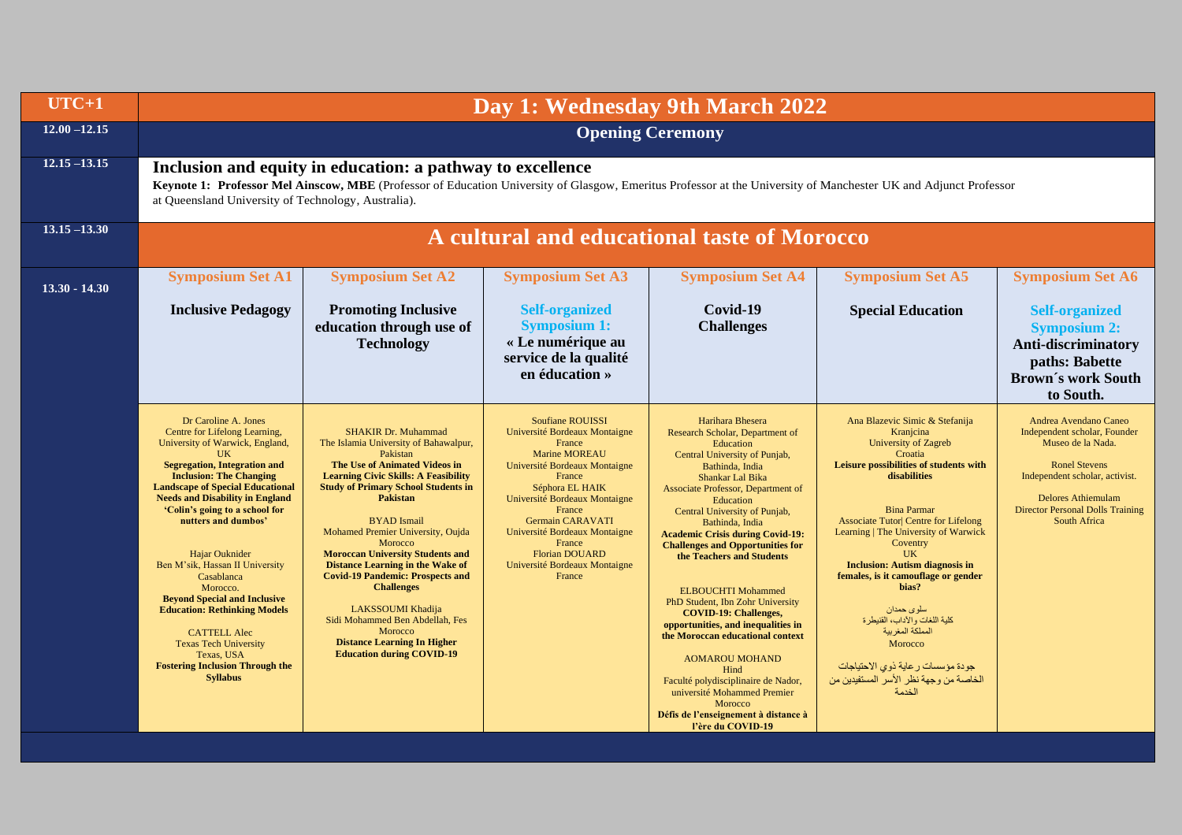| UTC+1 | Day 1: Wednesday 9th March 2022 | | | | | |
|---|---|---|---|---|---|---|
| 12.00 –12.15 | **Opening Ceremony** | | | | | |
| 12.15 –13.15 | **Inclusion and equity in education: a pathway to excellence**<br>**Keynote 1: Professor Mel Ainscow, MBE** (Professor of Education University of Glasgow, Emeritus Professor at the University of Manchester UK and Adjunct Professor at Queensland University of Technology, Australia). | | | | | |
| 13.15 –13.30 | **A cultural and educational taste of Morocco** | | | | | |
| 13.30 - 14.30 | **Symposium Set A1**<br><br>**Inclusive Pedagogy** | **Symposium Set A2**<br><br>**Promoting Inclusive education through use of Technology** | **Symposium Set A3**<br><br>**Self-organized Symposium 1:**<br>**« Le numérique au service de la qualité en éducation »** | **Symposium Set A4**<br><br>**Covid-19 Challenges** | **Symposium Set A5**<br><br>**Special Education** | **Symposium Set A6**<br><br>**Self-organized Symposium 2:**<br>**Anti-discriminatory paths: Babette Brown´s work South to South.** |
| | Dr Caroline A. Jones<br>Centre for Lifelong Learning, University of Warwick, England, UK<br>**Segregation, Integration and Inclusion: The Changing Landscape of Special Educational Needs and Disability in England 'Colin's going to a school for nutters and dumbos'**<br><br>Hajar Ouknider<br>Ben M'sik, Hassan II University Casablanca<br>Morocco.<br>**Beyond Special and Inclusive Education: Rethinking Models**<br><br>CATTELL Alec<br>Texas Tech University<br>Texas, USA<br>**Fostering Inclusion Through the Syllabus** | SHAKIR Dr. Muhammad<br>The Islamia University of Bahawalpur, Pakistan<br>**The Use of Animated Videos in Learning Civic Skills: A Feasibility Study of Primary School Students in Pakistan**<br><br>BYAD Ismail<br>Mohamed Premier University, Oujda<br>Morocco<br>**Moroccan University Students and Distance Learning in the Wake of Covid-19 Pandemic: Prospects and Challenges**<br><br>LAKSSOUMI Khadija<br>Sidi Mohammed Ben Abdellah, Fes<br>Morocco<br>**Distance Learning In Higher Education during COVID-19** | Soufiane ROUISSI<br>Université Bordeaux Montaigne<br>France<br>Marine MOREAU<br>Université Bordeaux Montaigne<br>France<br>Séphora EL HAIK<br>Université Bordeaux Montaigne<br>France<br>Germain CARAVATI<br>Université Bordeaux Montaigne<br>France<br>Florian DOUARD<br>Université Bordeaux Montaigne<br>France | Harihara Bhesera<br>Research Scholar, Department of Education<br>Central University of Punjab, Bathinda, India<br>Shankar Lal Bika<br>Associate Professor, Department of Education<br>Central University of Punjab, Bathinda, India<br>**Academic Crisis during Covid-19: Challenges and Opportunities for the Teachers and Students**<br><br>ELBOUCHTI Mohammed<br>PhD Student, Ibn Zohr University<br>**COVID-19: Challenges, opportunities, and inequalities in the Moroccan educational context**<br><br>AOMAROU MOHAND<br>Hind<br>Faculté polydisciplinaire de Nador, université Mohammed Premier<br>Morocco<br>**Défis de l'enseignement à distance à l'ère du COVID-19** | Ana Blazevic Simic & Stefanija Kranjcina<br>University of Zagreb<br>Croatia<br>**Leisure possibilities of students with disabilities**<br><br>Bina Parmar<br>Associate Tutor\| Centre for Lifelong Learning \| The University of Warwick<br>Coventry<br>UK<br>**Inclusion: Autism diagnosis in females, is it camouflage or gender bias?**<br><br>سلوى حمدان<br>كلية اللغات والآداب، القنيطرة<br>المملكة المغربية<br>Morocco<br><br>جودة مؤسسات رعاية ذوي الاحتياجات الخاصة من وجهة نظر الأسر المستفيدين من الخدمة | Andrea Avendano Caneo<br>Independent scholar, Founder Museo de la Nada.<br><br>Ronel Stevens<br>Independent scholar, activist.<br><br>Delores Athiemulam<br>Director Personal Dolls Training<br>South Africa |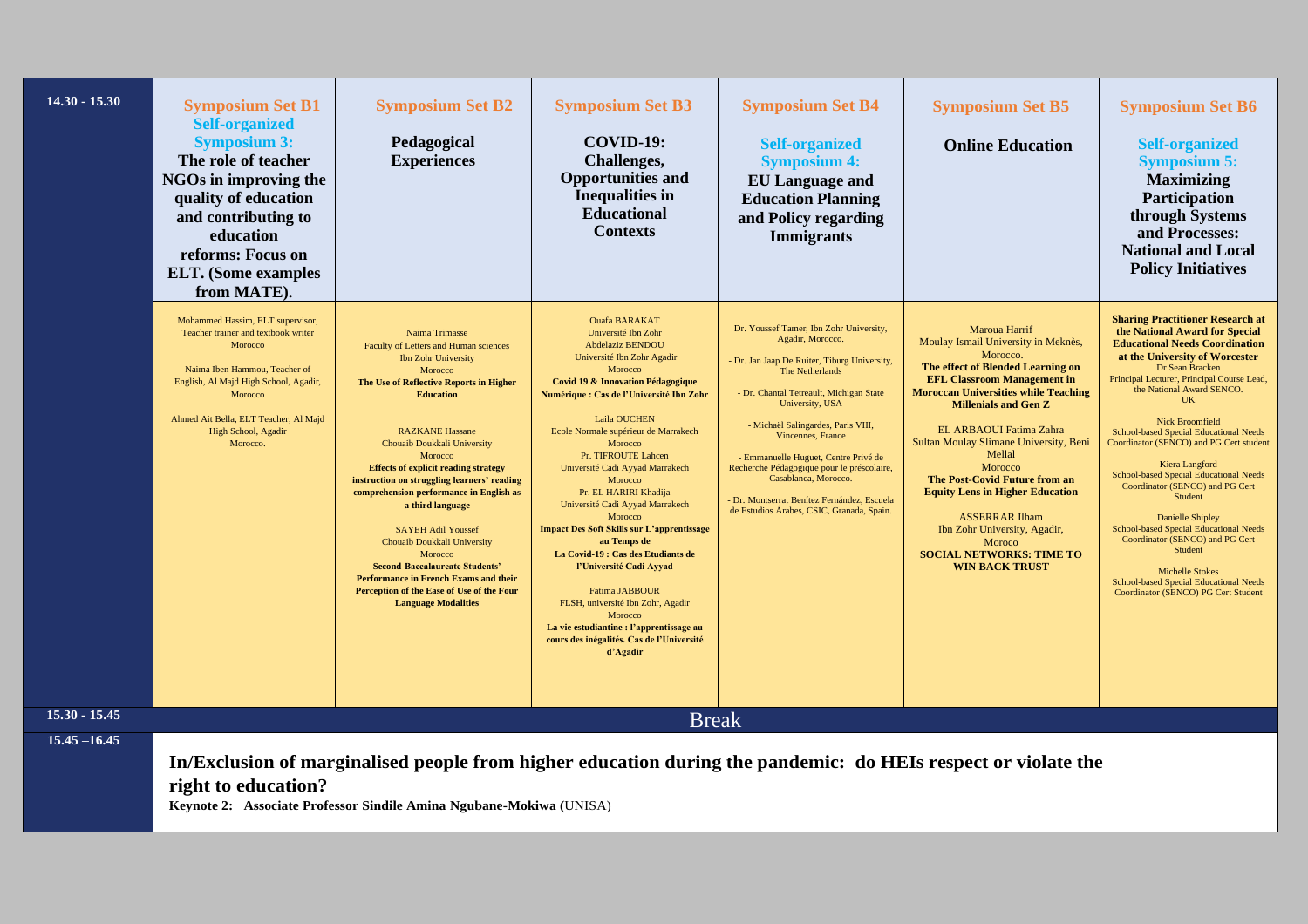| 14.30 - 15.30 | Symposium Set B1 | Symposium Set B2 | Symposium Set B3 | Symposium Set B4 | Symposium Set B5 | Symposium Set B6 |
|---|---|---|---|---|---|---|
| | **Self-organized Symposium 3: The role of teacher NGOs in improving the quality of education and contributing to education reforms: Focus on ELT. (Some examples from MATE).** | **Pedagogical Experiences** | **COVID-19: Challenges, Opportunities and Inequalities in Educational Contexts** | **Self-organized Symposium 4: EU Language and Education Planning and Policy regarding Immigrants** | **Online Education** | **Self-organized Symposium 5: Maximizing Participation through Systems and Processes: National and Local Policy Initiatives** |
| | Mohammed Hassim, ELT supervisor, Teacher trainer and textbook writer Morocco<br><br>Naima Iben Hammou, Teacher of English, Al Majd High School, Agadir, Morocco<br><br>Ahmed Ait Bella, ELT Teacher, Al Majd High School, Agadir Morocco. | Naima Trimasse<br>Faculty of Letters and Human sciences<br>Ibn Zohr University<br>Morocco<br>**The Use of Reflective Reports in Higher Education**<br><br>RAZKANE Hassane<br>Chouaib Doukkali University<br>Morocco<br>**Effects of explicit reading strategy instruction on struggling learners' reading comprehension performance in English as a third language**<br><br>SAYEH Adil Youssef<br>Chouaib Doukkali University<br>Morocco<br>**Second-Baccalaureate Students' Performance in French Exams and their Perception of the Ease of Use of the Four Language Modalities** | Ouafa BARAKAT<br>Université Ibn Zohr<br>Abdelaziz BENDOU<br>Université Ibn Zohr Agadir<br>Morocco<br>**Covid 19 & Innovation Pédagogique Numérique : Cas de l'Université Ibn Zohr**<br><br>Laila OUCHEN<br>Ecole Normale supérieur de Marrakech<br>Morocco<br>Pr. TIFROUTE Lahcen<br>Université Cadi Ayyad Marrakech<br>Morocco<br>Pr. EL HARIRI Khadija<br>Université Cadi Ayyad Marrakech<br>Morocco<br>**Impact Des Soft Skills sur L'apprentissage au Temps de La Covid-19 : Cas des Etudiants de l'Université Cadi Ayyad**<br><br>Fatima JABBOUR<br>FLSH, université Ibn Zohr, Agadir<br>Morocco<br>**La vie estudiantine : l'apprentissage au cours des inégalités. Cas de l'Université d'Agadir** | Dr. Youssef Tamer, Ibn Zohr University, Agadir, Morocco.<br><br>- Dr. Jan Jaap De Ruiter, Tiburg University, The Netherlands<br><br>- Dr. Chantal Tetreault, Michigan State University, USA<br><br>- Michaël Salingardes, Paris VIII, Vincennes, France<br><br>- Emmanuelle Huguet, Centre Privé de Recherche Pédagogique pour le préscolaire, Casablanca, Morocco.<br><br>- Dr. Montserrat Benítez Fernández, Escuela de Estudios Árabes, CSIC, Granada, Spain. | Maroua Harrif<br>Moulay Ismail University in Meknès, Morocco.<br>**The effect of Blended Learning on EFL Classroom Management in Moroccan Universities while Teaching Millenials and Gen Z**<br><br>EL ARBAOUI Fatima Zahra<br>Sultan Moulay Slimane University, Beni Mellal<br>Morocco<br>**The Post-Covid Future from an Equity Lens in Higher Education**<br><br>ASSERRAR Ilham<br>Ibn Zohr University, Agadir, Moroco<br>**SOCIAL NETWORKS: TIME TO WIN BACK TRUST** | **Sharing Practitioner Research at the National Award for Special Educational Needs Coordination at the University of Worcester**<br>Dr Sean Bracken<br>Principal Lecturer, Principal Course Lead, the National Award SENCO.<br>UK<br><br>Nick Broomfield<br>School-based Special Educational Needs Coordinator (SENCO) and PG Cert student<br><br>Kiera Langford<br>School-based Special Educational Needs Coordinator (SENCO) and PG Cert Student<br><br>Danielle Shipley<br>School-based Special Educational Needs Coordinator (SENCO) and PG Cert Student<br><br>Michelle Stokes<br>School-based Special Educational Needs Coordinator (SENCO) PG Cert Student |
| 15.30 - 15.45 | Break | | | | | |
| 15.45 –16.45 | **In/Exclusion of marginalised people from higher education during the pandemic: do HEIs respect or violate the right to education?**<br>**Keynote 2: Associate Professor Sindile Amina Ngubane-Mokiwa (**UNISA) | | | | | |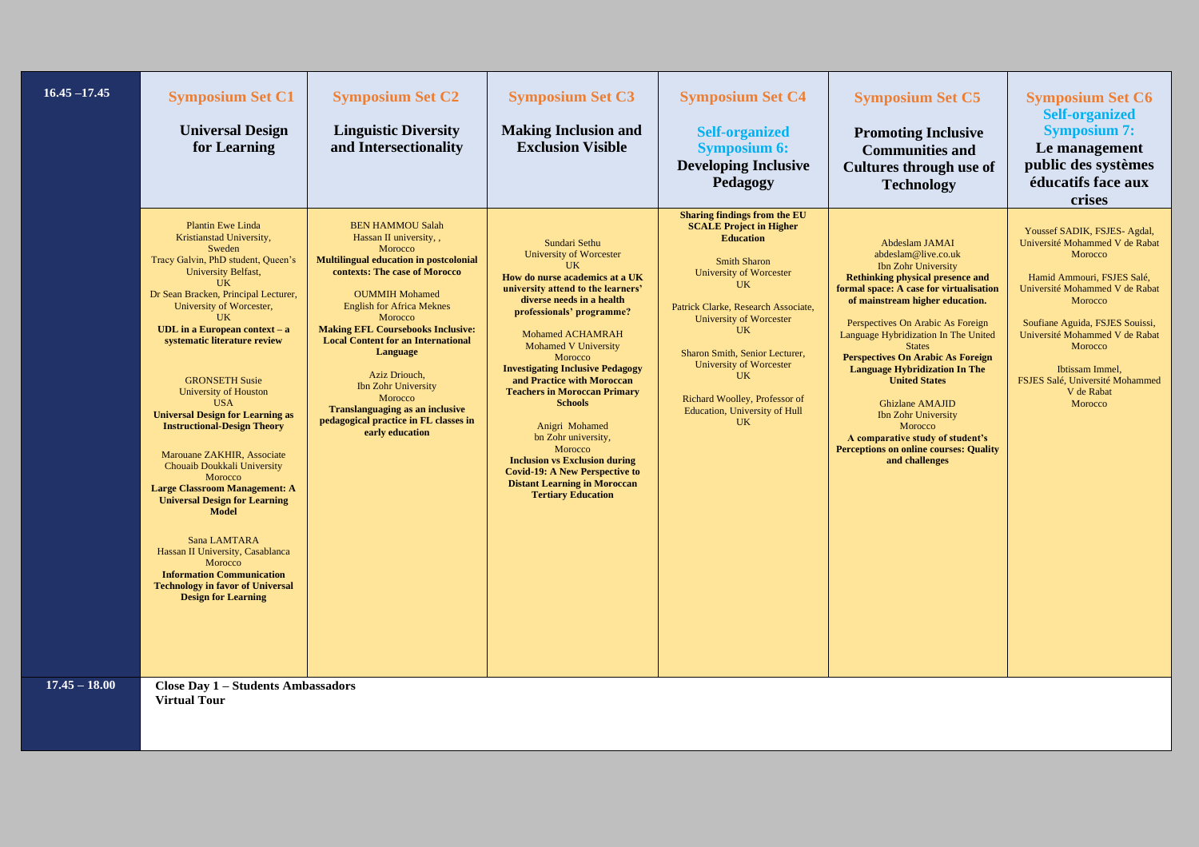| 16.45 –17.45 | Symposium Set C1<br>**Universal Design for Learning** | Symposium Set C2<br>**Linguistic Diversity and Intersectionality** | Symposium Set C3<br>**Making Inclusion and Exclusion Visible** | Symposium Set C4<br>Self-organized Symposium 6:<br>**Developing Inclusive Pedagogy** | Symposium Set C5<br>**Promoting Inclusive Communities and Cultures through use of Technology** | Symposium Set C6<br>Self-organized Symposium 7:<br>**Le management public des systèmes éducatifs face aux crises** |
|---|---|---|---|---|---|---|
| | Plantin Ewe Linda<br>Kristianstad University, Sweden<br>Tracy Galvin, PhD student, Queen's University Belfast, UK<br>Dr Sean Bracken, Principal Lecturer, University of Worcester, UK<br>**UDL in a European context – a systematic literature review**<br><br>GRONSETH Susie<br>University of Houston<br>USA<br>**Universal Design for Learning as Instructional-Design Theory**<br><br>Marouane ZAKHIR, Associate<br>Chouaib Doukkali University<br>Morocco<br>**Large Classroom Management: A Universal Design for Learning Model**<br><br>Sana LAMTARA<br>Hassan II University, Casablanca<br>Morocco<br>**Information Communication Technology in favor of Universal Design for Learning** | BEN HAMMOU Salah<br>Hassan II university, ,<br>Morocco<br>**Multilingual education in postcolonial contexts: The case of Morocco**<br><br>OUMMIH Mohamed<br>English for Africa Meknes<br>Morocco<br>**Making EFL Coursebooks Inclusive: Local Content for an International Language**<br><br>Aziz Driouch,<br>Ibn Zohr University<br>Morocco<br>**Translanguaging as an inclusive pedagogical practice in FL classes in early education** | Sundari Sethu<br>University of Worcester<br>UK<br>**How do nurse academics at a UK university attend to the learners' diverse needs in a health professionals' programme?**<br><br>Mohamed ACHAMRAH<br>Mohamed V University<br>Morocco<br>**Investigating Inclusive Pedagogy and Practice with Moroccan Teachers in Moroccan Primary Schools**<br><br>Anigri Mohamed<br>bn Zohr university,<br>Morocco<br>**Inclusion vs Exclusion during Covid-19: A New Perspective to Distant Learning in Moroccan Tertiary Education** | **Sharing findings from the EU SCALE Project in Higher Education**<br><br>Smith Sharon<br>University of Worcester<br>UK<br><br>Patrick Clarke, Research Associate, University of Worcester<br>UK<br><br>Sharon Smith, Senior Lecturer, University of Worcester<br>UK<br><br>Richard Woolley, Professor of Education, University of Hull<br>UK | Abdeslam JAMAI<br>abdeslam@live.co.uk<br>Ibn Zohr University<br>**Rethinking physical presence and formal space: A case for virtualisation of mainstream higher education.**<br><br>Perspectives On Arabic As Foreign Language Hybridization In The United States<br>**Perspectives On Arabic As Foreign Language Hybridization In The United States**<br><br>Ghizlane AMAJID<br>Ibn Zohr University<br>Morocco<br>**A comparative study of student's Perceptions on online courses: Quality and challenges** | Youssef SADIK, FSJES- Agdal, Université Mohammed V de Rabat<br>Morocco<br><br>Hamid Ammouri, FSJES Salé, Université Mohammed V de Rabat<br>Morocco<br><br>Soufiane Aguida, FSJES Souissi, Université Mohammed V de Rabat<br>Morocco<br><br>Ibtissam Immel,<br>FSJES Salé, Université Mohammed V de Rabat<br>Morocco |
| 17.45 – 18.00 | **Close Day 1 – Students Ambassadors Virtual Tour** | | | | | |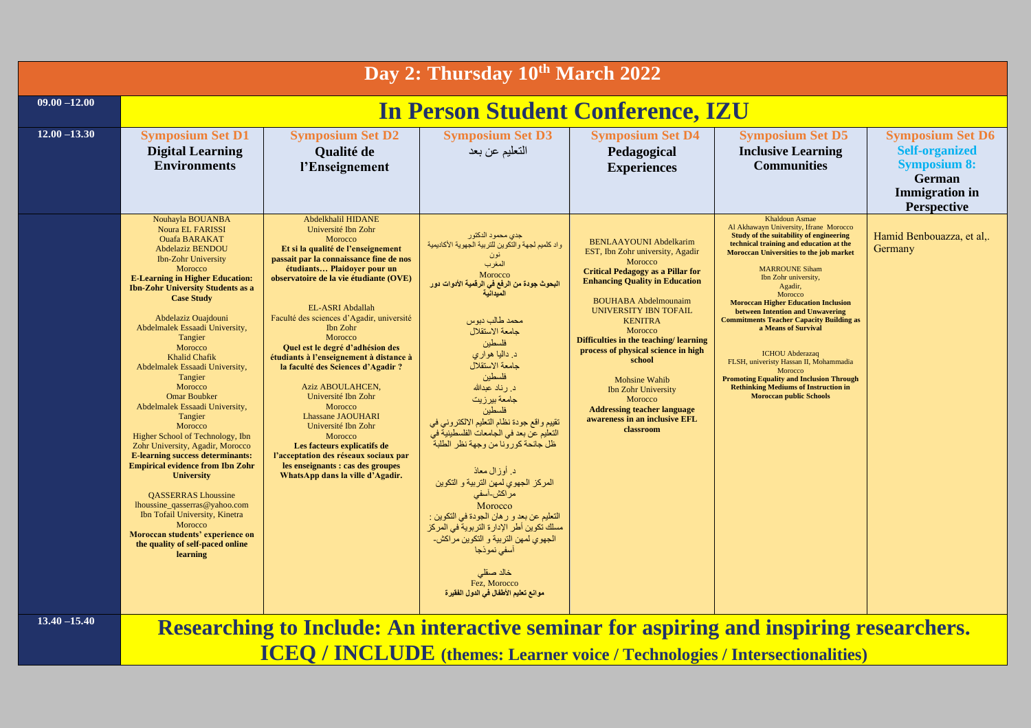# Day 2: Thursday 10th March 2022

| | | | | | | |
|---|---|---|---|---|---|---|
| **09.00 –12.00** | **In Person Student Conference, IZU** | | | | | |
| **12.00 –13.30** | **Symposium Set D1** **Digital Learning Environments** | **Symposium Set D2** **Qualité de l'Enseignement** | **Symposium Set D3** التعليم عن بعد | **Symposium Set D4** **Pedagogical Experiences** | **Symposium Set D5** **Inclusive Learning Communities** | **Symposium Set D6** **Self-organized Symposium 8:** **German Immigration in Perspective** |
| | Nouhayla BOUANBA<br>Noura EL FARISSI<br>Ouafa BARAKAT<br>Abdelaziz BENDOU<br>Ibn-Zohr University<br>Morocco<br>**E-Learning in Higher Education: Ibn-Zohr University Students as a Case Study**<br><br>Abdelaziz Ouajdouni<br>Abdelmalek Essaadi University, Tangier<br>Morocco<br>Khalid Chafik<br>Abdelmalek Essaadi University, Tangier<br>Morocco<br>Omar Boubker<br>Abdelmalek Essaadi University, Tangier<br>Morocco<br>Higher School of Technology, Ibn Zohr University, Agadir, Morocco<br>**E-learning success determinants: Empirical evidence from Ibn Zohr University**<br><br>QASSERRAS Lhoussine<br>lhoussine_qasserras@yahoo.com<br>Ibn Tofail University, Kinetra<br>Morocco<br>**Moroccan students' experience on the quality of self-paced online learning** | Abdelkhalil HIDANE<br>Université Ibn Zohr<br>Morocco<br>**Et si la qualité de l'enseignement passait par la connaissance fine de nos étudiants… Plaidoyer pour un observatoire de la vie étudiante (OVE)**<br><br>EL-ASRI Abdallah<br>Faculté des sciences d'Agadir, université Ibn Zohr<br>Morocco<br>**Quel est le degré d'adhésion des étudiants à l'enseignement à distance à la faculté des Sciences d'Agadir ?**<br><br>Aziz ABOULAHCEN,<br>Université Ibn Zohr<br>Morocco<br>Lhassane JAOUHARI<br>Université Ibn Zohr<br>Morocco<br>**Les facteurs explicatifs de l'acceptation des réseaux sociaux par les enseignants : cas des groupes WhatsApp dans la ville d'Agadir.** | جدي محمود الدكتور<br>واد كلميم لجهة والتكوين للتربية الجهوية الأكاديمية نون<br>المغرب<br>Morocco<br>**البحوث جودة من الرفع في الرقمية الأدوات دور الميدانية**<br><br>محمد طالب دبوس<br>جامعة الاستقلال<br>فلسطين<br>د. داليا هواري<br>جامعة الاستقلال<br>فلسطين<br>د. رناد عبدالله<br>جامعة بيرزيت<br>فلسطين<br>تقييم واقع جودة نظام التعليم الالكتروني في التعليم عن بعد في الجامعات الفلسطينية في ظل جائحة كورونا من وجهة نظر الطلبة<br><br>د. أوزال معاذ<br>المركز الجهوي لمهن التربية و التكوين مراكش-أسفي<br>Morocco<br>التعليم عن بعد و رهان الجودة في التكوين : مسلك تكوين أطر الإدارة التربوية في المركز الجهوي لمهن التربية و التكوين مراكش-أسفي نموذجا<br><br>خالد صقلي<br>Fez, Morocco<br>**موانع تعليم الأطفال في الدول الفقيرة** | BENLAAYOUNI Abdelkarim<br>EST, Ibn Zohr university, Agadir<br>Morocco<br>**Critical Pedagogy as a Pillar for Enhancing Quality in Education**<br><br>BOUHABA Abdelmounaim<br>UNIVERSITY IBN TOFAIL<br>KENITRA<br>Morocco<br>**Difficulties in the teaching/ learning process of physical science in high school**<br><br>Mohsine Wahib<br>Ibn Zohr University<br>Morocco<br>**Addressing teacher language awareness in an inclusive EFL classroom** | Khaldoun Asmae<br>Al Akhawayn University, Ifrane Morocco<br>**Study of the suitability of engineering technical training and education at the Moroccan Universities to the job market**<br><br>MARROUNE Siham<br>Ibn Zohr university,<br>Agadir,<br>Morocco<br>**Moroccan Higher Education Inclusion between Intention and Unwavering Commitments Teacher Capacity Building as a Means of Survival**<br><br>ICHOU Abderazaq<br>FLSH, univeristy Hassan II, Mohammadia<br>Morocco<br>**Promoting Equality and Inclusion Through Rethinking Mediums of Instruction in Moroccan public Schools** | Hamid Benbouazza, et al,.<br>Germany |
| **13.40 –15.40** | **Researching to Include: An interactive seminar for aspiring and inspiring researchers. ICEQ / INCLUDE (themes: Learner voice / Technologies / Intersectionalities)** | | | | | |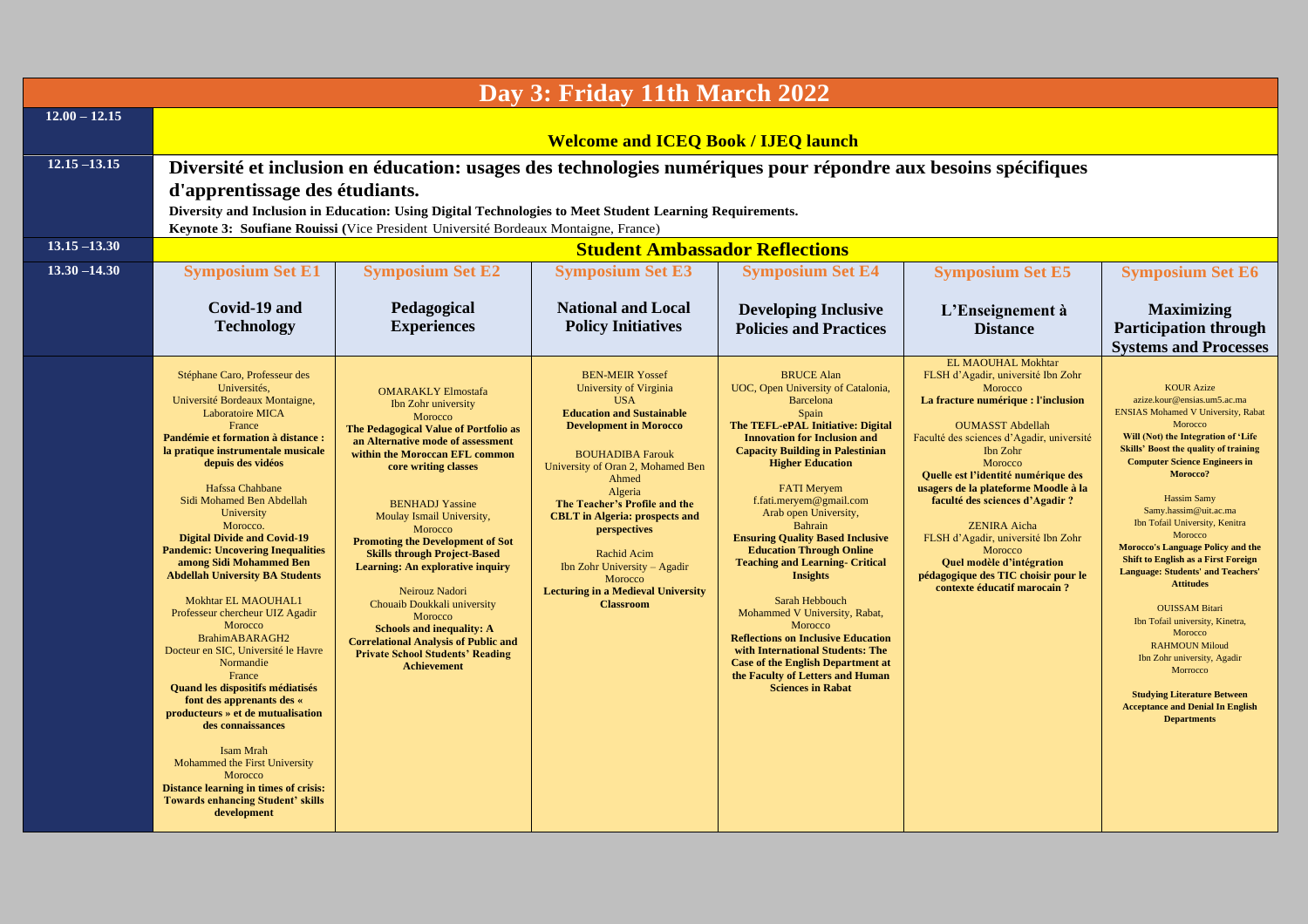# Day 3: Friday 11th March 2022

| Time | | | | | | |
|---|---|---|---|---|---|---|
| 12.00 – 12.15 | **Welcome and ICEQ Book / IJEQ launch** | | | | | |
| 12.15 –13.15 | **Diversité et inclusion en éducation: usages des technologies numériques pour répondre aux besoins spécifiques d'apprentissage des étudiants.** **Diversity and Inclusion in Education: Using Digital Technologies to Meet Student Learning Requirements.** **Keynote 3: Soufiane Rouissi (**Vice President Université Bordeaux Montaigne, France) | | | | | |
| 13.15 –13.30 | **Student Ambassador Reflections** | | | | | |
| 13.30 –14.30 | **Symposium Set E1** **Covid-19 and Technology** | **Symposium Set E2** **Pedagogical Experiences** | **Symposium Set E3** **National and Local Policy Initiatives** | **Symposium Set E4** **Developing Inclusive Policies and Practices** | **Symposium Set E5** **L'Enseignement à Distance** | **Symposium Set E6** **Maximizing Participation through Systems and Processes** |
| | Stéphane Caro, Professeur des Universités, Université Bordeaux Montaigne, Laboratoire MICA France **Pandémie et formation à distance : la pratique instrumentale musicale depuis des vidéos** <br><br> Hafssa Chahbane Sidi Mohamed Ben Abdellah University Morocco. **Digital Divide and Covid-19 Pandemic: Uncovering Inequalities among Sidi Mohammed Ben Abdellah University BA Students** <br><br> Mokhtar EL MAOUHAL1 Professeur chercheur UIZ Agadir Morocco BrahimABARAGH2 Docteur en SIC, Université le Havre Normandie France **Quand les dispositifs médiatisés font des apprenants des « producteurs » et de mutualisation des connaissances** <br><br> Isam Mrah Mohammed the First University Morocco **Distance learning in times of crisis: Towards enhancing Student' skills development** | OMARAKLY Elmostafa Ibn Zohr university Morocco **The Pedagogical Value of Portfolio as an Alternative mode of assessment within the Moroccan EFL common core writing classes** <br><br> BENHADJ Yassine Moulay Ismail University, Morocco **Promoting the Development of Sot Skills through Project-Based Learning: An explorative inquiry** <br><br> Neirouz Nadori Chouaib Doukkali university Morocco **Schools and inequality: A Correlational Analysis of Public and Private School Students' Reading Achievement** | BEN-MEIR Yossef University of Virginia USA **Education and Sustainable Development in Morocco** <br><br> BOUHADIBA Farouk University of Oran 2, Mohamed Ben Ahmed Algeria **The Teacher's Profile and the CBLT in Algeria: prospects and perspectives** <br><br> Rachid Acim Ibn Zohr University – Agadir Morocco **Lecturing in a Medieval University Classroom** | BRUCE Alan UOC, Open University of Catalonia, Barcelona Spain **The TEFL-ePAL Initiative: Digital Innovation for Inclusion and Capacity Building in Palestinian Higher Education** <br><br> FATI Meryem f.fati.meryem@gmail.com Arab open University, Bahrain **Ensuring Quality Based Inclusive Education Through Online Teaching and Learning- Critical Insights** <br><br> Sarah Hebbouch Mohammed V University, Rabat, Morocco **Reflections on Inclusive Education with International Students: The Case of the English Department at the Faculty of Letters and Human Sciences in Rabat** | EL MAOUHAL Mokhtar FLSH d'Agadir, université Ibn Zohr Morocco **La fracture numérique : l'inclusion** <br><br> OUMASST Abdellah Faculté des sciences d'Agadir, université Ibn Zohr Morocco **Quelle est l'identité numérique des usagers de la plateforme Moodle à la faculté des sciences d'Agadir ?** <br><br> ZENIRA Aicha FLSH d'Agadir, université Ibn Zohr Morocco **Quel modèle d'intégration pédagogique des TIC choisir pour le contexte éducatif marocain ?** | KOUR Azize azize.kour@ensias.um5.ac.ma ENSIAS Mohamed V University, Rabat Morocco **Will (Not) the Integration of 'Life Skills' Boost the quality of training Computer Science Engineers in Morocco?** <br><br> Hassim Samy Samy.hassim@uit.ac.ma Ibn Tofail University, Kenitra Morocco **Morocco's Language Policy and the Shift to English as a First Foreign Language: Students' and Teachers' Attitudes** <br><br> OUISSAM Bitari Ibn Tofail university, Kinetra, Morocco RAHMOUN Miloud Ibn Zohr university, Agadir Morrocco **Studying Literature Between Acceptance and Denial In English Departments** |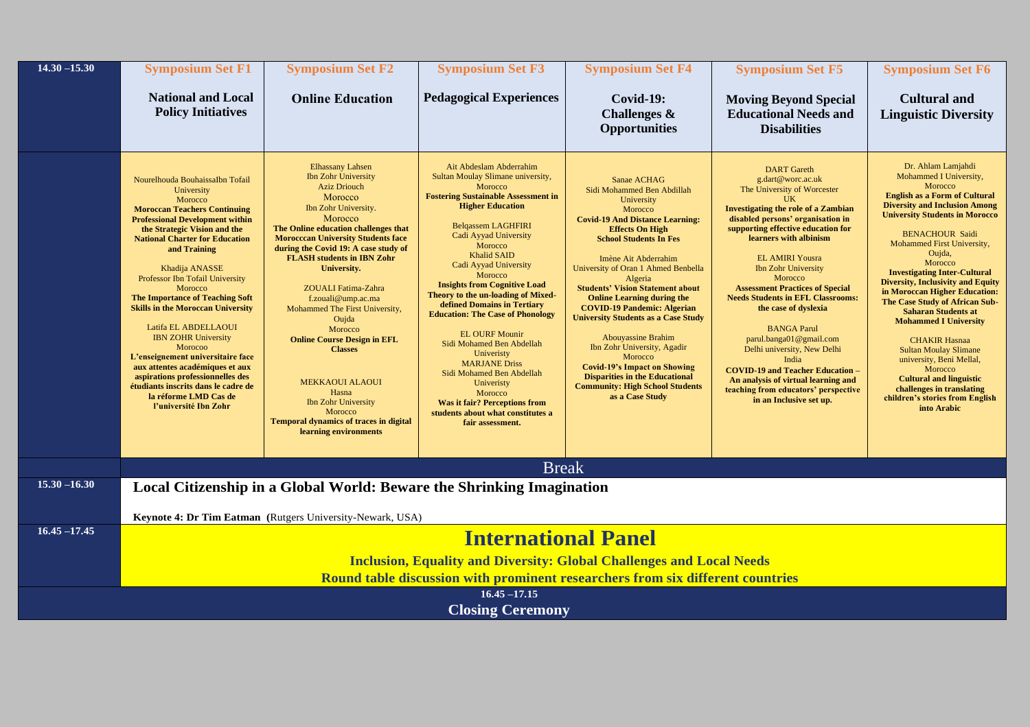| 14.30 –15.30 | Symposium Set F1 **National and Local Policy Initiatives** | Symposium Set F2 **Online Education** | Symposium Set F3 **Pedagogical Experiences** | Symposium Set F4 **Covid-19: Challenges & Opportunities** | Symposium Set F5 **Moving Beyond Special Educational Needs and Disabilities** | Symposium Set F6 **Cultural and Linguistic Diversity** |
|---|---|---|---|---|---|---|
| | Nourelhouda BouhaissaIbn Tofail University Morocco **Moroccan Teachers Continuing Professional Development within the Strategic Vision and the National Charter for Education and Training** <br><br> Khadija ANASSE Professor Ibn Tofail University Morocco **The Importance of Teaching Soft Skills in the Moroccan University** <br><br> Latifa EL ABDELLAOUI IBN ZOHR University Morocoo **L'enseignement universitaire face aux attentes académiques et aux aspirations professionnelles des étudiants inscrits dans le cadre de la réforme LMD Cas de l'université Ibn Zohr** | Elhassany Lahsen Ibn Zohr University Aziz Driouch Morocco Ibn Zohr University. Morocco **The Online education challenges that Morocccan University Students face during the Covid 19: A case study of FLASH students in IBN Zohr University.** <br><br> ZOUALI Fatima-Zahra f.zouali@ump.ac.ma Mohammed The First University, Oujda Morocco **Online Course Design in EFL Classes** <br><br> MEKKAOUI ALAOUI Hasna Ibn Zohr University Morocco **Temporal dynamics of traces in digital learning environments** | Ait Abdeslam Abderrahim Sultan Moulay Slimane university, Morocco **Fostering Sustainable Assessment in Higher Education** <br><br> Belqassem LAGHFIRI Cadi Ayyad University Morocco Khalid SAID Cadi Ayyad University Morocco **Insights from Cognitive Load Theory to the un-loading of Mixed-defined Domains in Tertiary Education: The Case of Phonology** <br><br> EL OURF Mounir Sidi Mohamed Ben Abdellah Univeristy MARJANE Driss Sidi Mohamed Ben Abdellah Univeristy Morocco **Was it fair? Perceptions from students about what constitutes a fair assessment.** | Sanae ACHAG Sidi Mohammed Ben Abdillah University Morocco **Covid-19 And Distance Learning: Effects On High School Students In Fes** <br><br> Imène Ait Abderrahim University of Oran 1 Ahmed Benbella Algeria **Students' Vision Statement about Online Learning during the COVID-19 Pandemic: Algerian University Students as a Case Study** <br><br> Abouyassine Brahim Ibn Zohr University, Agadir Morocco **Covid-19's Impact on Showing Disparities in the Educational Community: High School Students as a Case Study** | DART Gareth g.dart@worc.ac.uk The University of Worcester UK **Investigating the role of a Zambian disabled persons' organisation in supporting effective education for learners with albinism** <br><br> EL AMIRI Yousra Ibn Zohr University Morocco **Assessment Practices of Special Needs Students in EFL Classrooms: the case of dyslexia** <br><br> BANGA Parul parul.banga01@gmail.com Delhi university, New Delhi India **COVID-19 and Teacher Education – An analysis of virtual learning and teaching from educators' perspective in an Inclusive set up.** | Dr. Ahlam Lamjahdi Mohammed I University, Morocco **English as a Form of Cultural Diversity and Inclusion Among University Students in Morocco** <br><br> BENACHOUR Saidi Mohammed First University, Oujda, Morocco **Investigating Inter-Cultural Diversity, Inclusivity and Equity in Moroccan Higher Education: The Case Study of African Sub-Saharan Students at Mohammed I University** <br><br> CHAKIR Hasnaa Sultan Moulay Slimane university, Beni Mellal, Morocco **Cultural and linguistic challenges in translating children's stories from English into Arabic** |
| | Break | | | | | |
| 15.30 –16.30 | **Local Citizenship in a Global World: Beware the Shrinking Imagination** <br><br> **Keynote 4: Dr Tim Eatman** (Rutgers University-Newark, USA) | | | | | |
| 16.45 –17.45 | **International Panel** <br> **Inclusion, Equality and Diversity: Global Challenges and Local Needs** <br> **Round table discussion with prominent researchers from six different countries** | | | | | |
| **16.45 –17.15** | **Closing Ceremony** | | | | | |